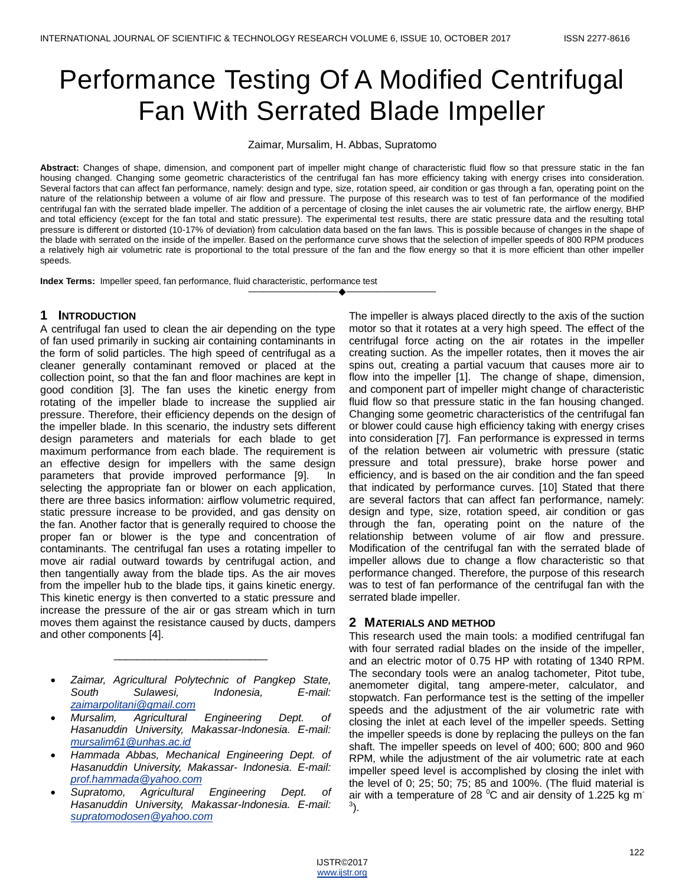# Performance Testing Of A Modified Centrifugal Fan With Serrated Blade Impeller

Zaimar, Mursalim, H. Abbas, Supratomo

**Abstract:** Changes of shape, dimension, and component part of impeller might change of characteristic fluid flow so that pressure static in the fan housing changed. Changing some geometric characteristics of the centrifugal fan has more efficiency taking with energy crises into consideration. Several factors that can affect fan performance, namely: design and type, size, rotation speed, air condition or gas through a fan, operating point on the nature of the relationship between a volume of air flow and pressure. The purpose of this research was to test of fan performance of the modified centrifugal fan with the serrated blade impeller. The addition of a percentage of closing the inlet causes the air volumetric rate, the airflow energy, BHP and total efficiency (except for the fan total and static pressure). The experimental test results, there are static pressure data and the resulting total pressure is different or distorted (10-17% of deviation) from calculation data based on the fan laws. This is possible because of changes in the shape of the blade with serrated on the inside of the impeller. Based on the performance curve shows that the selection of impeller speeds of 800 RPM produces a relatively high air volumetric rate is proportional to the total pressure of the fan and the flow energy so that it is more efficient than other impeller speeds.

**Index Terms:** Impeller speed, fan performance, fluid characteristic, performance test

---

## 1 Introduction

A centrifugal fan used to clean the air depending on the type of fan used primarily in sucking air containing contaminants in the form of solid particles. The high speed of centrifugal as a cleaner generally contaminant removed or placed at the collection point, so that the fan and floor machines are kept in good condition [3]. The fan uses the kinetic energy from rotating of the impeller blade to increase the supplied air pressure. Therefore, their efficiency depends on the design of the impeller blade. In this scenario, the industry sets different design parameters and materials for each blade to get maximum performance from each blade. The requirement is an effective design for impellers with the same design parameters that provide improved performance [9]. In selecting the appropriate fan or blower on each application, there are three basics information: airflow volumetric required, static pressure increase to be provided, and gas density on the fan. Another factor that is generally required to choose the proper fan or blower is the type and concentration of contaminants. The centrifugal fan uses a rotating impeller to move air radial outward towards by centrifugal action, and then tangentially away from the blade tips. As the air moves from the impeller hub to the blade tips, it gains kinetic energy. This kinetic energy is then converted to a static pressure and increase the pressure of the air or gas stream which in turn moves them against the resistance caused by ducts, dampers and other components [4].

- *Zaimar, Agricultural Polytechnic of Pangkep State, South Sulawesi, Indonesia, E-mail: zaimarpolitani@gmail.com*
- *Mursalim, Agricultural Engineering Dept. of Hasanuddin University, Makassar-Indonesia. E-mail: mursalim61@unhas.ac.id*
- *Hammada Abbas, Mechanical Engineering Dept. of Hasanuddin University, Makassar- Indonesia. E-mail: prof.hammada@yahoo.com*
- *Supratomo, Agricultural Engineering Dept. of Hasanuddin University, Makassar-Indonesia. E-mail: supratomodosen@yahoo.com*

The impeller is always placed directly to the axis of the suction motor so that it rotates at a very high speed. The effect of the centrifugal force acting on the air rotates in the impeller creating suction. As the impeller rotates, then it moves the air spins out, creating a partial vacuum that causes more air to flow into the impeller [1]. The change of shape, dimension, and component part of impeller might change of characteristic fluid flow so that pressure static in the fan housing changed. Changing some geometric characteristics of the centrifugal fan or blower could cause high efficiency taking with energy crises into consideration [7]. Fan performance is expressed in terms of the relation between air volumetric with pressure (static pressure and total pressure), brake horse power and efficiency, and is based on the air condition and the fan speed that indicated by performance curves. [10] Stated that there are several factors that can affect fan performance, namely: design and type, size, rotation speed, air condition or gas through the fan, operating point on the nature of the relationship between volume of air flow and pressure. Modification of the centrifugal fan with the serrated blade of impeller allows due to change a flow characteristic so that performance changed. Therefore, the purpose of this research was to test of fan performance of the centrifugal fan with the serrated blade impeller.

## 2 Materials and Method

This research used the main tools: a modified centrifugal fan with four serrated radial blades on the inside of the impeller, and an electric motor of 0.75 HP with rotating of 1340 RPM. The secondary tools were an analog tachometer, Pitot tube, anemometer digital, tang ampere-meter, calculator, and stopwatch. Fan performance test is the setting of the impeller speeds and the adjustment of the air volumetric rate with closing the inlet at each level of the impeller speeds. Setting the impeller speeds is done by replacing the pulleys on the fan shaft. The impeller speeds on level of 400; 600; 800 and 960 RPM, while the adjustment of the air volumetric rate at each impeller speed level is accomplished by closing the inlet with the level of 0; 25; 50; 75; 85 and 100%. (The fluid material is air with a temperature of 28 $^{0}$C and air density of 1.225 kg m$^{-3}$).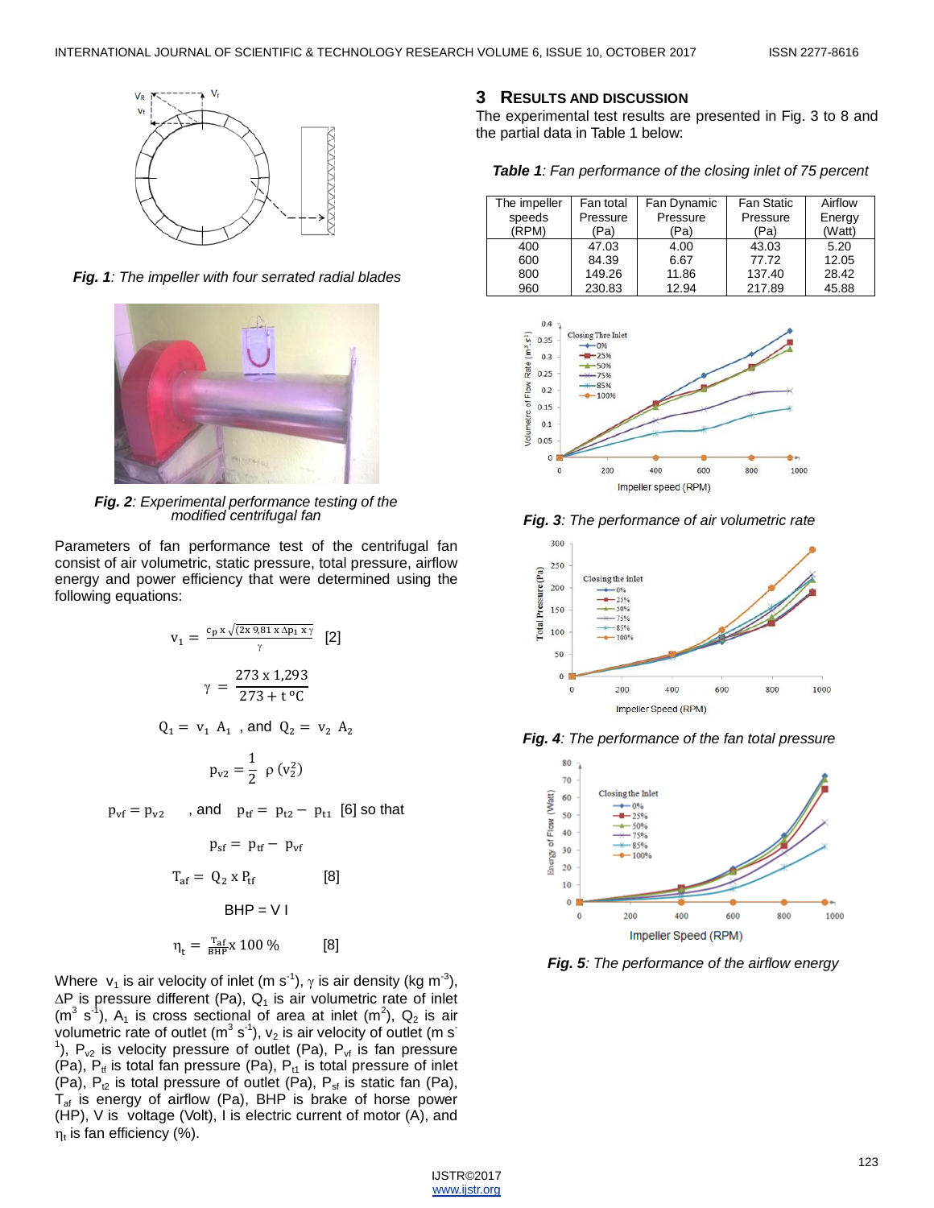*Fig. 1: The impeller with four serrated radial blades*

*Fig. 2: Experimental performance testing of the modified centrifugal fan*

Parameters of fan performance test of the centrifugal fan consist of air volumetric, static pressure, total pressure, airflow energy and power efficiency that were determined using the following equations:

$$v_1 = \frac{c_p \times \sqrt{(2x\,9{,}81\,x\,\Delta p_1\,x\,\gamma}}{\gamma} \quad [2]$$

$$\gamma = \frac{273 \times 1{,}293}{273 + t\,^{o}C}$$

$$Q_1 = v_1\, A_1 \text{ , and } Q_2 = v_2\, A_2$$

$$p_{v2} = \frac{1}{2}\, \rho\, (v_2^2)$$

$$p_{vf} = p_{v2} \quad \text{, and} \quad p_{tf} = p_{t2} - p_{t1} \text{ [6] so that}$$

$$p_{sf} = p_{tf} - p_{vf}$$

$$T_{af} = Q_2 \times P_{tf} \quad [8]$$

$$BHP = V\, I$$

$$\eta_t = \frac{T_{af}}{BHP} x\, 100\,\% \quad [8]$$

Where $v_1$ is air velocity of inlet (m $s^{-1}$), $\gamma$ is air density (kg $m^{-3}$), $\Delta P$ is pressure different (Pa), $Q_1$ is air volumetric rate of inlet ($m^3$ $s^{-1}$), $A_1$ is cross sectional of area at inlet ($m^2$), $Q_2$ is air volumetric rate of outlet ($m^3$ $s^{-1}$), $v_2$ is air velocity of outlet (m $s^{-1}$), $P_{v2}$ is velocity pressure of outlet (Pa), $P_{vf}$ is fan pressure (Pa), $P_{tf}$ is total fan pressure (Pa), $P_{t1}$ is total pressure of inlet (Pa), $P_{t2}$ is total pressure of outlet (Pa), $P_{sf}$ is static fan (Pa), $T_{af}$ is energy of airflow (Pa), BHP is brake of horse power (HP), V is voltage (Volt), I is electric current of motor (A), and $\eta_t$ is fan efficiency (%).

## 3 Results and Discussion

The experimental test results are presented in Fig. 3 to 8 and the partial data in Table 1 below:

***Table 1**: Fan performance of the closing inlet of 75 percent*

| The impeller speeds (RPM) | Fan total Pressure (Pa) | Fan Dynamic Pressure (Pa) | Fan Static Pressure (Pa) | Airflow Energy (Watt) |
|---|---|---|---|---|
| 400 | 47.03 | 4.00 | 43.03 | 5.20 |
| 600 | 84.39 | 6.67 | 77.72 | 12.05 |
| 800 | 149.26 | 11.86 | 137.40 | 28.42 |
| 960 | 230.83 | 12.94 | 217.89 | 45.88 |

*Fig. 3: The performance of air volumetric rate*

*Fig. 4: The performance of the fan total pressure*

*Fig. 5: The performance of the airflow energy*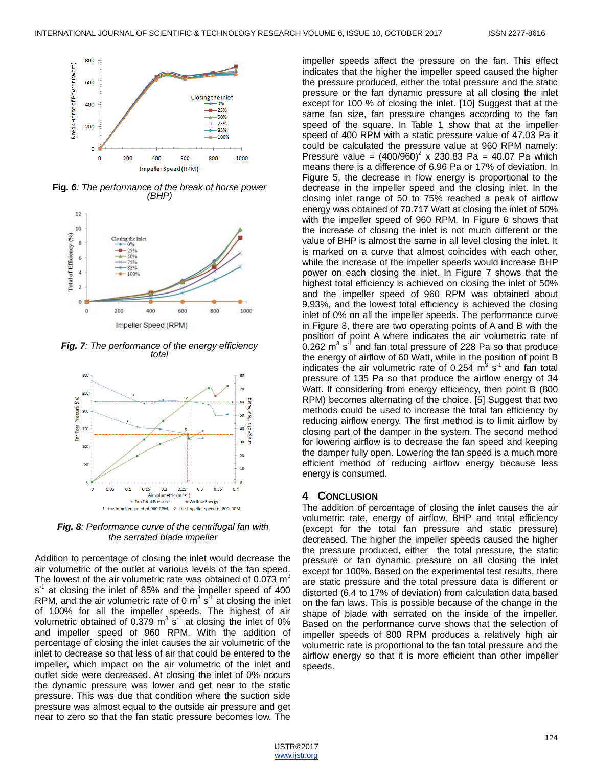**Fig. 6**: *The performance of the break of horse power (BHP)*

**Fig. 7**: *The performance of the energy efficiency total*

**Fig. 8**: *Performance curve of the centrifugal fan with the serrated blade impeller*

Addition to percentage of closing the inlet would decrease the air volumetric of the outlet at various levels of the fan speed. The lowest of the air volumetric rate was obtained of 0.073 $m^3 s^{-1}$ at closing the inlet of 85% and the impeller speed of 400 RPM, and the air volumetric rate of 0 $m^3 s^{-1}$ at closing the inlet of 100% for all the impeller speeds. The highest of air volumetric obtained of 0.379 $m^3 s^{-1}$ at closing the inlet of 0% and impeller speed of 960 RPM. With the addition of percentage of closing the inlet causes the air volumetric of the inlet to decrease so that less of air that could be entered to the impeller, which impact on the air volumetric of the inlet and outlet side were decreased. At closing the inlet of 0% occurs the dynamic pressure was lower and get near to the static pressure. This was due that condition where the suction side pressure was almost equal to the outside air pressure and get near to zero so that the fan static pressure becomes low. The impeller speeds affect the pressure on the fan. This effect indicates that the higher the impeller speed caused the higher the pressure produced, either the total pressure and the static pressure or the fan dynamic pressure at all closing the inlet except for 100 % of closing the inlet. [10] Suggest that at the same fan size, fan pressure changes according to the fan speed of the square. In Table 1 show that at the impeller speed of 400 RPM with a static pressure value of 47.03 Pa it could be calculated the pressure value at 960 RPM namely: Pressure value = $(400/960)^2$ x 230.83 Pa = 40.07 Pa which means there is a difference of 6.96 Pa or 17% of deviation. In Figure 5, the decrease in flow energy is proportional to the decrease in the impeller speed and the closing inlet. In the closing inlet range of 50 to 75% reached a peak of airflow energy was obtained of 70.717 Watt at closing the inlet of 50% with the impeller speed of 960 RPM. In Figure 6 shows that the increase of closing the inlet is not much different or the value of BHP is almost the same in all level closing the inlet. It is marked on a curve that almost coincides with each other, while the increase of the impeller speeds would increase BHP power on each closing the inlet. In Figure 7 shows that the highest total efficiency is achieved on closing the inlet of 50% and the impeller speed of 960 RPM was obtained about 9.93%, and the lowest total efficiency is achieved the closing inlet of 0% on all the impeller speeds. The performance curve in Figure 8, there are two operating points of A and B with the position of point A where indicates the air volumetric rate of 0.262 $m^3 s^{-1}$ and fan total pressure of 228 Pa so that produce the energy of airflow of 60 Watt, while in the position of point B indicates the air volumetric rate of 0.254 $m^3 s^{-1}$ and fan total pressure of 135 Pa so that produce the airflow energy of 34 Watt. If considering from energy efficiency, then point B (800 RPM) becomes alternating of the choice. [5] Suggest that two methods could be used to increase the total fan efficiency by reducing airflow energy. The first method is to limit airflow by closing part of the damper in the system. The second method for lowering airflow is to decrease the fan speed and keeping the damper fully open. Lowering the fan speed is a much more efficient method of reducing airflow energy because less energy is consumed.

## 4 Conclusion

The addition of percentage of closing the inlet causes the air volumetric rate, energy of airflow, BHP and total efficiency (except for the total fan pressure and static pressure) decreased. The higher the impeller speeds caused the higher the pressure produced, either the total pressure, the static pressure or fan dynamic pressure on all closing the inlet except for 100%. Based on the experimental test results, there are static pressure and the total pressure data is different or distorted (6.4 to 17% of deviation) from calculation data based on the fan laws. This is possible because of the change in the shape of blade with serrated on the inside of the impeller. Based on the performance curve shows that the selection of impeller speeds of 800 RPM produces a relatively high air volumetric rate is proportional to the fan total pressure and the airflow energy so that it is more efficient than other impeller speeds.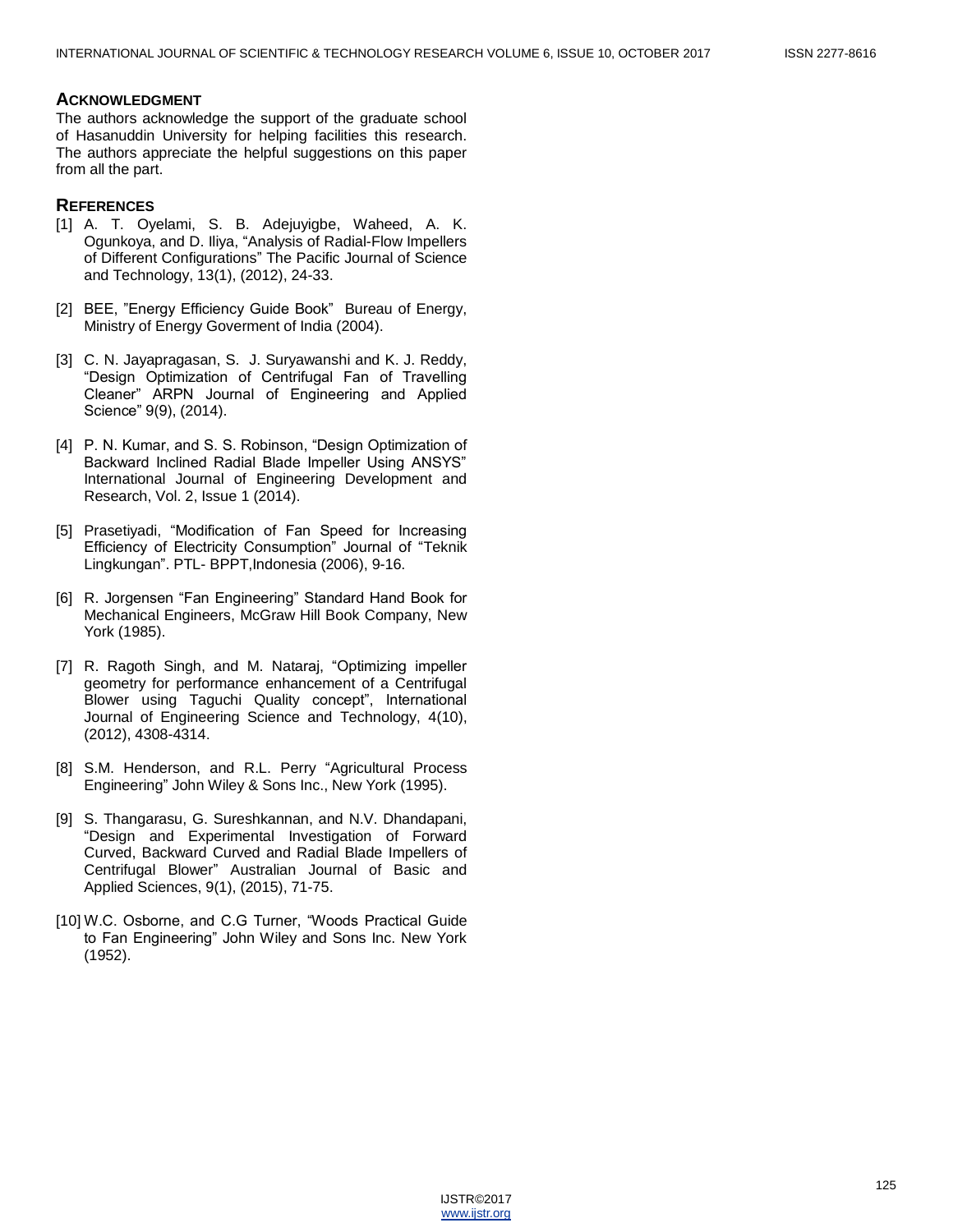## Acknowledgment

The authors acknowledge the support of the graduate school of Hasanuddin University for helping facilities this research. The authors appreciate the helpful suggestions on this paper from all the part.

## References

[1] A. T. Oyelami, S. B. Adejuyigbe, Waheed, A. K. Ogunkoya, and D. Iliya, "Analysis of Radial-Flow Impellers of Different Configurations" The Pacific Journal of Science and Technology, 13(1), (2012), 24-33.

[2] BEE, "Energy Efficiency Guide Book" Bureau of Energy, Ministry of Energy Goverment of India (2004).

[3] C. N. Jayapragasan, S. J. Suryawanshi and K. J. Reddy, "Design Optimization of Centrifugal Fan of Travelling Cleaner" ARPN Journal of Engineering and Applied Science" 9(9), (2014).

[4] P. N. Kumar, and S. S. Robinson, "Design Optimization of Backward Inclined Radial Blade Impeller Using ANSYS" International Journal of Engineering Development and Research, Vol. 2, Issue 1 (2014).

[5] Prasetiyadi, "Modification of Fan Speed for Increasing Efficiency of Electricity Consumption" Journal of "Teknik Lingkungan". PTL- BPPT,Indonesia (2006), 9-16.

[6] R. Jorgensen "Fan Engineering" Standard Hand Book for Mechanical Engineers, McGraw Hill Book Company, New York (1985).

[7] R. Ragoth Singh, and M. Nataraj, "Optimizing impeller geometry for performance enhancement of a Centrifugal Blower using Taguchi Quality concept", International Journal of Engineering Science and Technology, 4(10), (2012), 4308-4314.

[8] S.M. Henderson, and R.L. Perry "Agricultural Process Engineering" John Wiley & Sons Inc., New York (1995).

[9] S. Thangarasu, G. Sureshkannan, and N.V. Dhandapani, "Design and Experimental Investigation of Forward Curved, Backward Curved and Radial Blade Impellers of Centrifugal Blower" Australian Journal of Basic and Applied Sciences, 9(1), (2015), 71-75.

[10] W.C. Osborne, and C.G Turner, "Woods Practical Guide to Fan Engineering" John Wiley and Sons Inc. New York (1952).